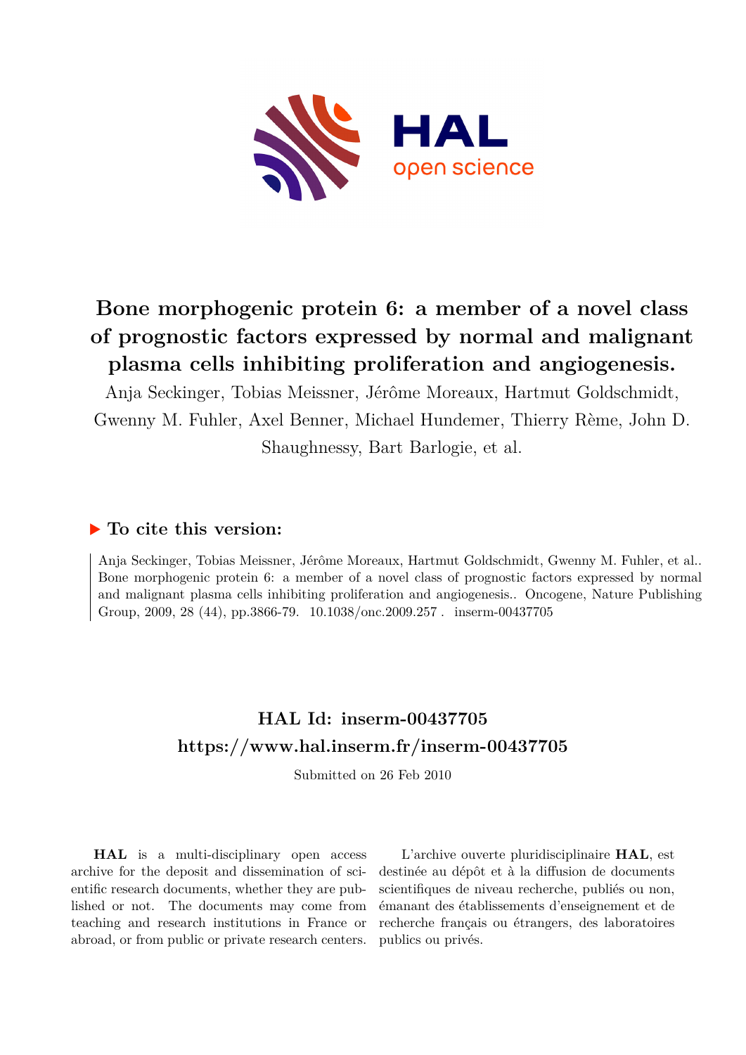# Bone morphogenic protein 6: a member of a novel class of prognostic factors expressed by normal and malignant plasma cells inhibiting proliferation and angiogenesis.

Anja Seckinger, Tobias Meissner, Jérôme Moreaux, Hartmut Goldschmidt, Gwenny M. Fuhler, Axel Benner, Michael Hundemer, Thierry Rème, John D. Shaughnessy, Bart Barlogie, et al.

## ▶ To cite this version:

Anja Seckinger, Tobias Meissner, Jérôme Moreaux, Hartmut Goldschmidt, Gwenny M. Fuhler, et al.. Bone morphogenic protein 6: a member of a novel class of prognostic factors expressed by normal and malignant plasma cells inhibiting proliferation and angiogenesis.. Oncogene, Nature Publishing Group, 2009, 28 (44), pp.3866-79. 10.1038/onc.2009.257 . inserm-00437705

## HAL Id: inserm-00437705
## https://www.hal.inserm.fr/inserm-00437705

Submitted on 26 Feb 2010

**HAL** is a multi-disciplinary open access archive for the deposit and dissemination of scientific research documents, whether they are published or not. The documents may come from teaching and research institutions in France or abroad, or from public or private research centers.

L'archive ouverte pluridisciplinaire **HAL**, est destinée au dépôt et à la diffusion de documents scientifiques de niveau recherche, publiés ou non, émanant des établissements d'enseignement et de recherche français ou étrangers, des laboratoires publics ou privés.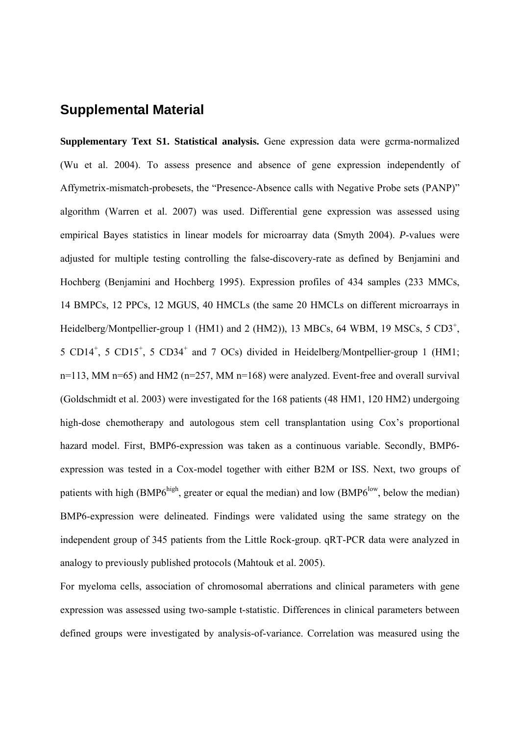## Supplemental Material

**Supplementary Text S1. Statistical analysis.** Gene expression data were gcrma-normalized (Wu et al. 2004). To assess presence and absence of gene expression independently of Affymetrix-mismatch-probesets, the "Presence-Absence calls with Negative Probe sets (PANP)" algorithm (Warren et al. 2007) was used. Differential gene expression was assessed using empirical Bayes statistics in linear models for microarray data (Smyth 2004). *P*-values were adjusted for multiple testing controlling the false-discovery-rate as defined by Benjamini and Hochberg (Benjamini and Hochberg 1995). Expression profiles of 434 samples (233 MMCs, 14 BMPCs, 12 PPCs, 12 MGUS, 40 HMCLs (the same 20 HMCLs on different microarrays in Heidelberg/Montpellier-group 1 (HM1) and 2 (HM2)), 13 MBCs, 64 WBM, 19 MSCs, 5 $CD3^+$, 5 $CD14^+$, 5 $CD15^+$, 5 $CD34^+$ and 7 OCs) divided in Heidelberg/Montpellier-group 1 (HM1; n=113, MM n=65) and HM2 (n=257, MM n=168) were analyzed. Event-free and overall survival (Goldschmidt et al. 2003) were investigated for the 168 patients (48 HM1, 120 HM2) undergoing high-dose chemotherapy and autologous stem cell transplantation using Cox's proportional hazard model. First, BMP6-expression was taken as a continuous variable. Secondly, BMP6-expression was tested in a Cox-model together with either B2M or ISS. Next, two groups of patients with high ($BMP6^{high}$, greater or equal the median) and low ($BMP6^{low}$, below the median) BMP6-expression were delineated. Findings were validated using the same strategy on the independent group of 345 patients from the Little Rock-group. qRT-PCR data were analyzed in analogy to previously published protocols (Mahtouk et al. 2005).

For myeloma cells, association of chromosomal aberrations and clinical parameters with gene expression was assessed using two-sample t-statistic. Differences in clinical parameters between defined groups were investigated by analysis-of-variance. Correlation was measured using the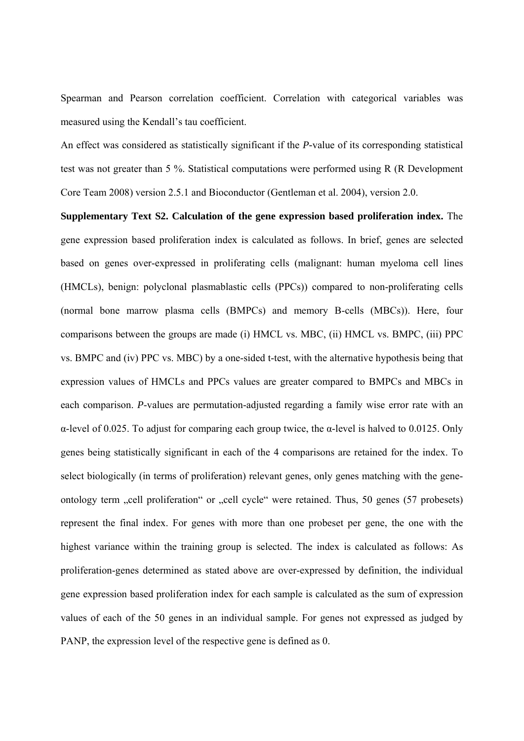Spearman and Pearson correlation coefficient. Correlation with categorical variables was measured using the Kendall's tau coefficient.

An effect was considered as statistically significant if the *P*-value of its corresponding statistical test was not greater than 5 %. Statistical computations were performed using R (R Development Core Team 2008) version 2.5.1 and Bioconductor (Gentleman et al. 2004), version 2.0.

**Supplementary Text S2. Calculation of the gene expression based proliferation index.** The gene expression based proliferation index is calculated as follows. In brief, genes are selected based on genes over-expressed in proliferating cells (malignant: human myeloma cell lines (HMCLs), benign: polyclonal plasmablastic cells (PPCs)) compared to non-proliferating cells (normal bone marrow plasma cells (BMPCs) and memory B-cells (MBCs)). Here, four comparisons between the groups are made (i) HMCL vs. MBC, (ii) HMCL vs. BMPC, (iii) PPC vs. BMPC and (iv) PPC vs. MBC) by a one-sided t-test, with the alternative hypothesis being that expression values of HMCLs and PPCs values are greater compared to BMPCs and MBCs in each comparison. *P*-values are permutation-adjusted regarding a family wise error rate with an $\alpha$-level of 0.025. To adjust for comparing each group twice, the $\alpha$-level is halved to 0.0125. Only genes being statistically significant in each of the 4 comparisons are retained for the index. To select biologically (in terms of proliferation) relevant genes, only genes matching with the gene-ontology term „cell proliferation“ or „cell cycle“ were retained. Thus, 50 genes (57 probesets) represent the final index. For genes with more than one probeset per gene, the one with the highest variance within the training group is selected. The index is calculated as follows: As proliferation-genes determined as stated above are over-expressed by definition, the individual gene expression based proliferation index for each sample is calculated as the sum of expression values of each of the 50 genes in an individual sample. For genes not expressed as judged by PANP, the expression level of the respective gene is defined as 0.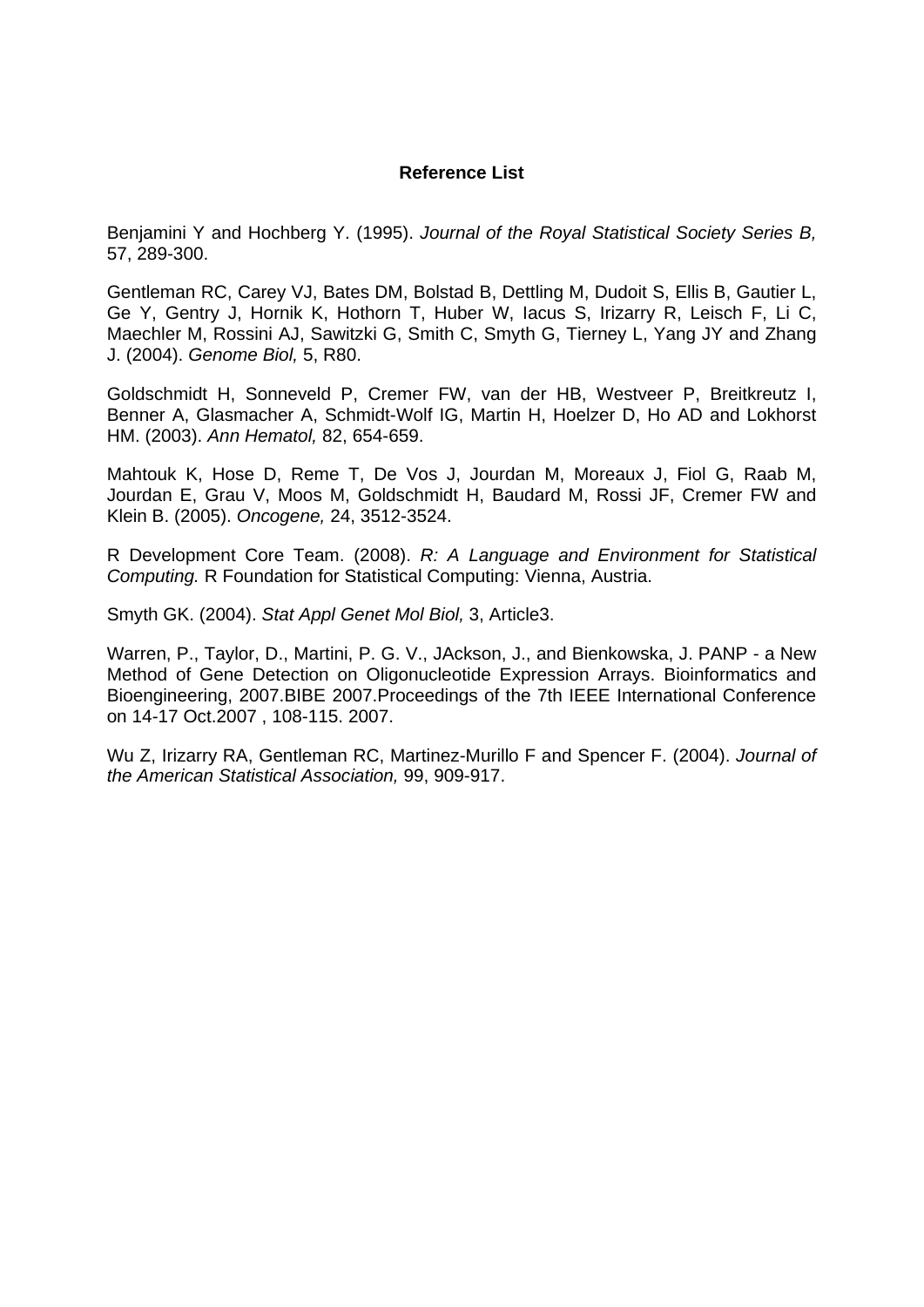**Reference List**

Benjamini Y and Hochberg Y. (1995). *Journal of the Royal Statistical Society Series B,* 57, 289-300.

Gentleman RC, Carey VJ, Bates DM, Bolstad B, Dettling M, Dudoit S, Ellis B, Gautier L, Ge Y, Gentry J, Hornik K, Hothorn T, Huber W, Iacus S, Irizarry R, Leisch F, Li C, Maechler M, Rossini AJ, Sawitzki G, Smith C, Smyth G, Tierney L, Yang JY and Zhang J. (2004). *Genome Biol,* 5, R80.

Goldschmidt H, Sonneveld P, Cremer FW, van der HB, Westveer P, Breitkreutz I, Benner A, Glasmacher A, Schmidt-Wolf IG, Martin H, Hoelzer D, Ho AD and Lokhorst HM. (2003). *Ann Hematol,* 82, 654-659.

Mahtouk K, Hose D, Reme T, De Vos J, Jourdan M, Moreaux J, Fiol G, Raab M, Jourdan E, Grau V, Moos M, Goldschmidt H, Baudard M, Rossi JF, Cremer FW and Klein B. (2005). *Oncogene,* 24, 3512-3524.

R Development Core Team. (2008). *R: A Language and Environment for Statistical Computing.* R Foundation for Statistical Computing: Vienna, Austria.

Smyth GK. (2004). *Stat Appl Genet Mol Biol,* 3, Article3.

Warren, P., Taylor, D., Martini, P. G. V., JAckson, J., and Bienkowska, J. PANP - a New Method of Gene Detection on Oligonucleotide Expression Arrays. Bioinformatics and Bioengineering, 2007.BIBE 2007.Proceedings of the 7th IEEE International Conference on 14-17 Oct.2007 , 108-115. 2007.

Wu Z, Irizarry RA, Gentleman RC, Martinez-Murillo F and Spencer F. (2004). *Journal of the American Statistical Association,* 99, 909-917.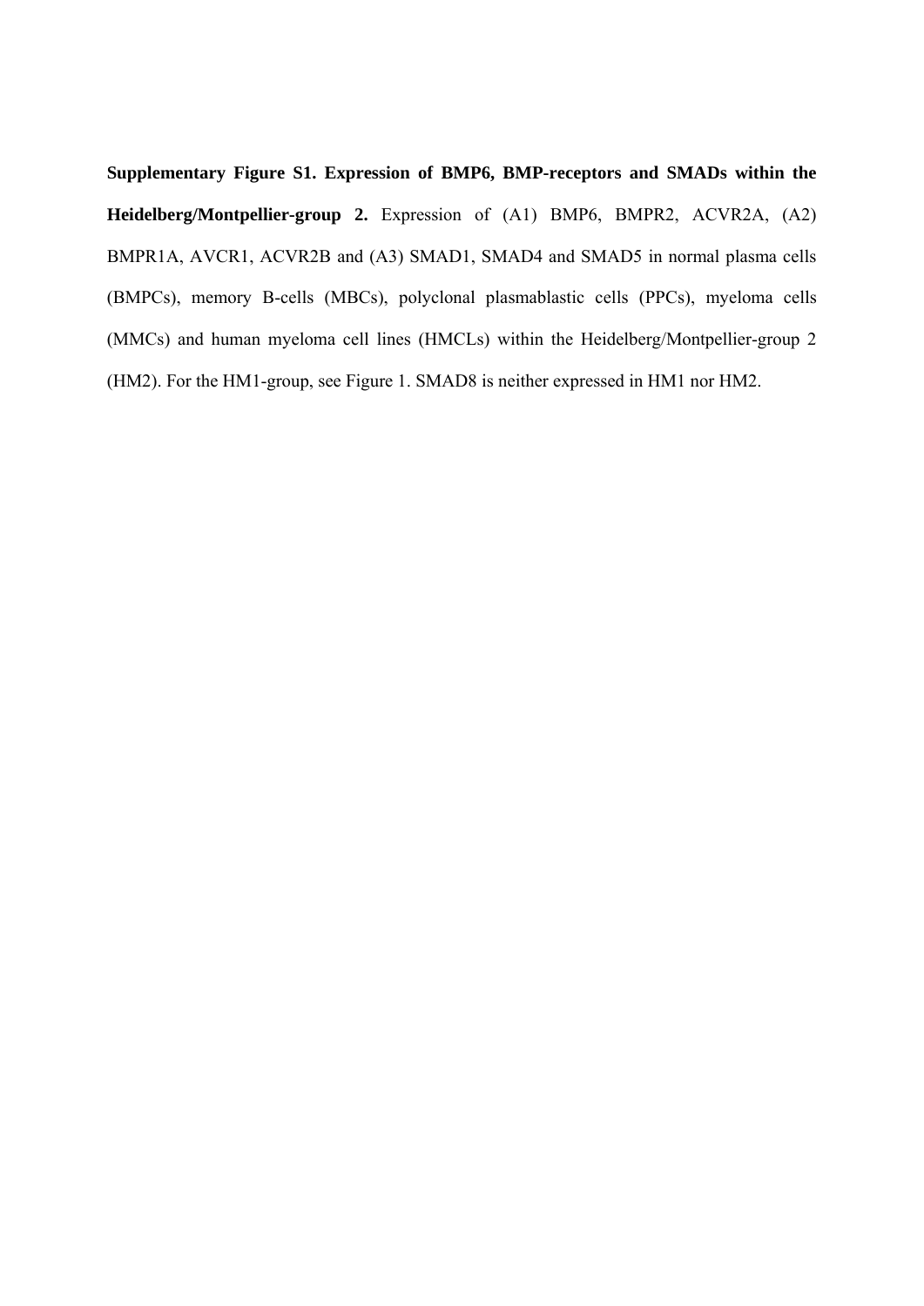**Supplementary Figure S1. Expression of BMP6, BMP-receptors and SMADs within the Heidelberg/Montpellier-group 2.** Expression of (A1) BMP6, BMPR2, ACVR2A, (A2) BMPR1A, AVCR1, ACVR2B and (A3) SMAD1, SMAD4 and SMAD5 in normal plasma cells (BMPCs), memory B-cells (MBCs), polyclonal plasmablastic cells (PPCs), myeloma cells (MMCs) and human myeloma cell lines (HMCLs) within the Heidelberg/Montpellier-group 2 (HM2). For the HM1-group, see Figure 1. SMAD8 is neither expressed in HM1 nor HM2.